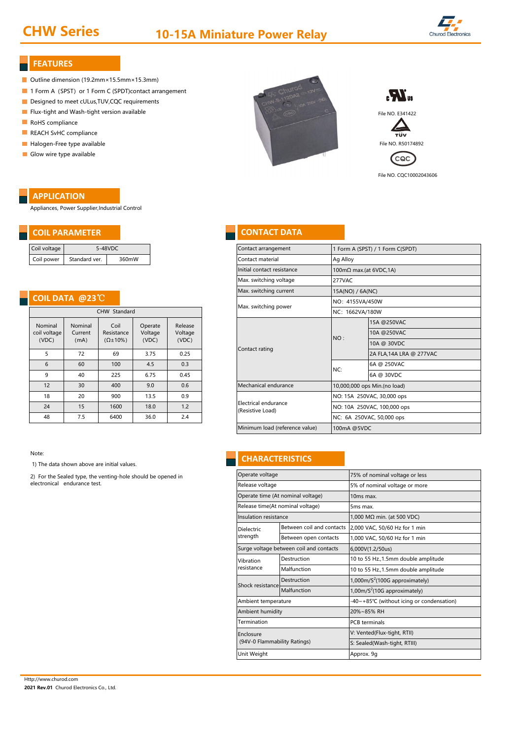# CHW Series

## 10-15A Miniature Power Relay

## FEATURES

- Outline dimension (19.2mm×15.5mm×15.3mm)
- 1 Form A（SPST）or 1 Form C (SPDT)contact arrangement
- Designed to meet cULus,TUV,CQC requirements
- Flux-tight and Wash-tight version available
- RoHS compliance
- REACH SvHC compliance
- Halogen-Free type available
- Glow wire type available

File NO. E341422

File NO. R50174892

File NO. CQC10002043606

## APPLICATION

Appliances, Power Supplier,Industrial Control

## COIL PARAMETER

| Coil voltage | 5-48VDC | |
|---|---|---|
| Coil power | Standard ver. | 360mW |

## COIL DATA @23℃

| CHW Standard | | | | |
|---|---|---|---|---|
| Nominal coil voltage (VDC) | Nominal Current (mA) | Coil Resistance (Ω±10%) | Operate Voltage (VDC) | Release Voltage (VDC) |
| 5 | 72 | 69 | 3.75 | 0.25 |
| 6 | 60 | 100 | 4.5 | 0.3 |
| 9 | 40 | 225 | 6.75 | 0.45 |
| 12 | 30 | 400 | 9.0 | 0.6 |
| 18 | 20 | 900 | 13.5 | 0.9 |
| 24 | 15 | 1600 | 18.0 | 1.2 |
| 48 | 7.5 | 6400 | 36.0 | 2.4 |

Note:

1) The data shown above are initial values.

2) For the Sealed type, the venting-hole should be opened in electronical endurance test.

## CONTACT DATA

| Contact arrangement | 1 Form A (SPST) / 1 Form C(SPDT) | |
|---|---|---|
| Contact material | Ag Alloy | |
| Initial contact resistance | 100mΩ max.(at 6VDC,1A) | |
| Max. switching voltage | 277VAC | |
| Max. switching current | 15A(NO) / 6A(NC) | |
| Max. switching power | NO：4155VA/450W | |
| | NC：1662VA/180W | |
| Contact rating | NO : | 15A @250VAC |
| | | 10A @250VAC |
| | | 10A @ 30VDC |
| | | 2A FLA,14A LRA @ 277VAC |
| | NC: | 6A @ 250VAC |
| | | 6A @ 30VDC |
| Mechanical endurance | 10,000,000 ops Min.(no load) | |
| Electrical endurance (Resistive Load) | NO: 15A 250VAC, 30,000 ops | |
| | NO: 10A 250VAC, 100,000 ops | |
| | NC: 6A 250VAC, 50,000 ops | |
| Minimum load (reference value) | 100mA @5VDC | |

## CHARACTERISTICS

| Operate voltage | | 75% of nominal voltage or less |
|---|---|---|
| Release voltage | | 5% of nominal voltage or more |
| Operate time (At nominal voltage) | | 10ms max. |
| Release time(At nominal voltage) | | 5ms max. |
| Insulation resistance | | 1,000 MΩ min. (at 500 VDC) |
| Dielectric strength | Between coil and contacts | 2,000 VAC, 50/60 Hz for 1 min |
| | Between open contacts | 1,000 VAC, 50/60 Hz for 1 min |
| Surge voltage between coil and contacts | | 6,000V(1.2/50us) |
| Vibration resistance | Destruction | 10 to 55 Hz.,1.5mm double amplitude |
| | Malfunction | 10 to 55 Hz.,1.5mm double amplitude |
| Shock resistance | Destruction | 1,000m/S$^2$(100G approximately) |
| | Malfunction | 1,00m/S$^2$(10G approximately) |
| Ambient temperature | | -40~+85℃ (without icing or condensation) |
| Ambient humidity | | 20%~85% RH |
| Termination | | PCB terminals |
| Enclosure (94V-0 Flammability Ratings) | | V: Vented(Flux-tight, RTII) |
| | | S: Sealed(Wash-tight, RTIII) |
| Unit Weight | | Approx. 9g |

Http://www.churod.com

**2021 Rev.01** Churod Electronics Co., Ltd.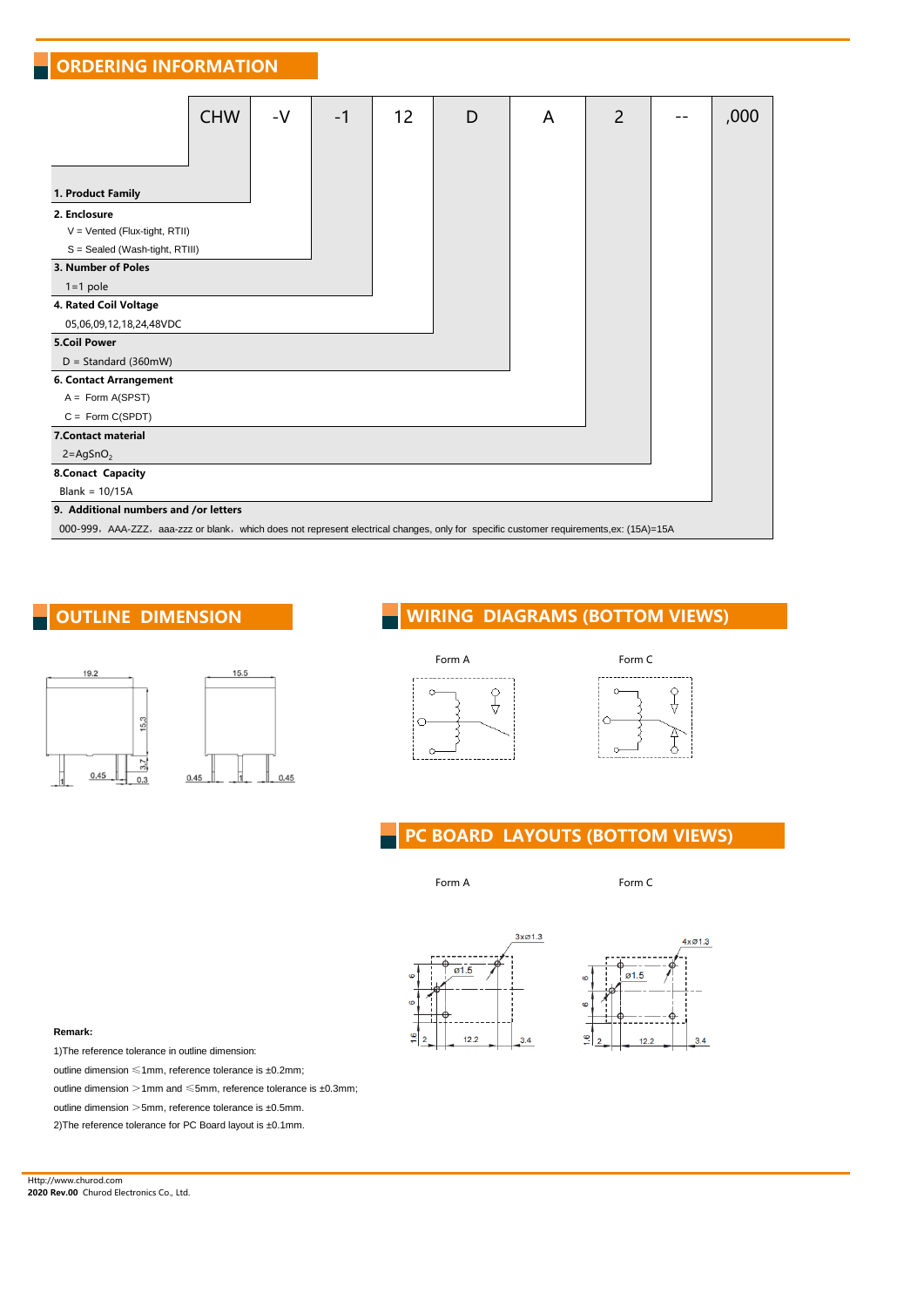## ORDERING INFORMATION

| CHW | -V | -1 | 12 | D | A | 2 | -- | ,000 |
|---|---|---|---|---|---|---|---|---|

**1. Product Family**

**2. Enclosure**
- V = Vented (Flux-tight, RTII)
- S = Sealed (Wash-tight, RTIII)

**3. Number of Poles**
- 1=1 pole

**4. Rated Coil Voltage**
- 05,06,09,12,18,24,48VDC

**5.Coil Power**
- D = Standard (360mW)

**6. Contact Arrangement**
- A = Form A(SPST)
- C = Form C(SPDT)

**7.Contact material**
- 2=$AgSnO_2$

**8.Conact Capacity**
- Blank = 10/15A

**9. Additional numbers and /or letters**
- 000-999，AAA-ZZZ，aaa-zzz or blank，which does not represent electrical changes, only for specific customer requirements,ex: (15A)=15A

## OUTLINE DIMENSION

19.2
15.3
3.7
0.45
0.3
15.5
0.45
0.45

## WIRING DIAGRAMS (BOTTOM VIEWS)

Form A

Form C

## PC BOARD LAYOUTS (BOTTOM VIEWS)

Form A

3xø1.3
ø1.5
6
6
1.6
2
12.2
3.4

Form C

4xø1.3
ø1.5
8
6
1.6
2
12.2
3.4

**Remark:**

1)The reference tolerance in outline dimension:

outline dimension ≤1mm, reference tolerance is ±0.2mm;

outline dimension >1mm and ≤5mm, reference tolerance is ±0.3mm;

outline dimension >5mm, reference tolerance is ±0.5mm.

2)The reference tolerance for PC Board layout is ±0.1mm.